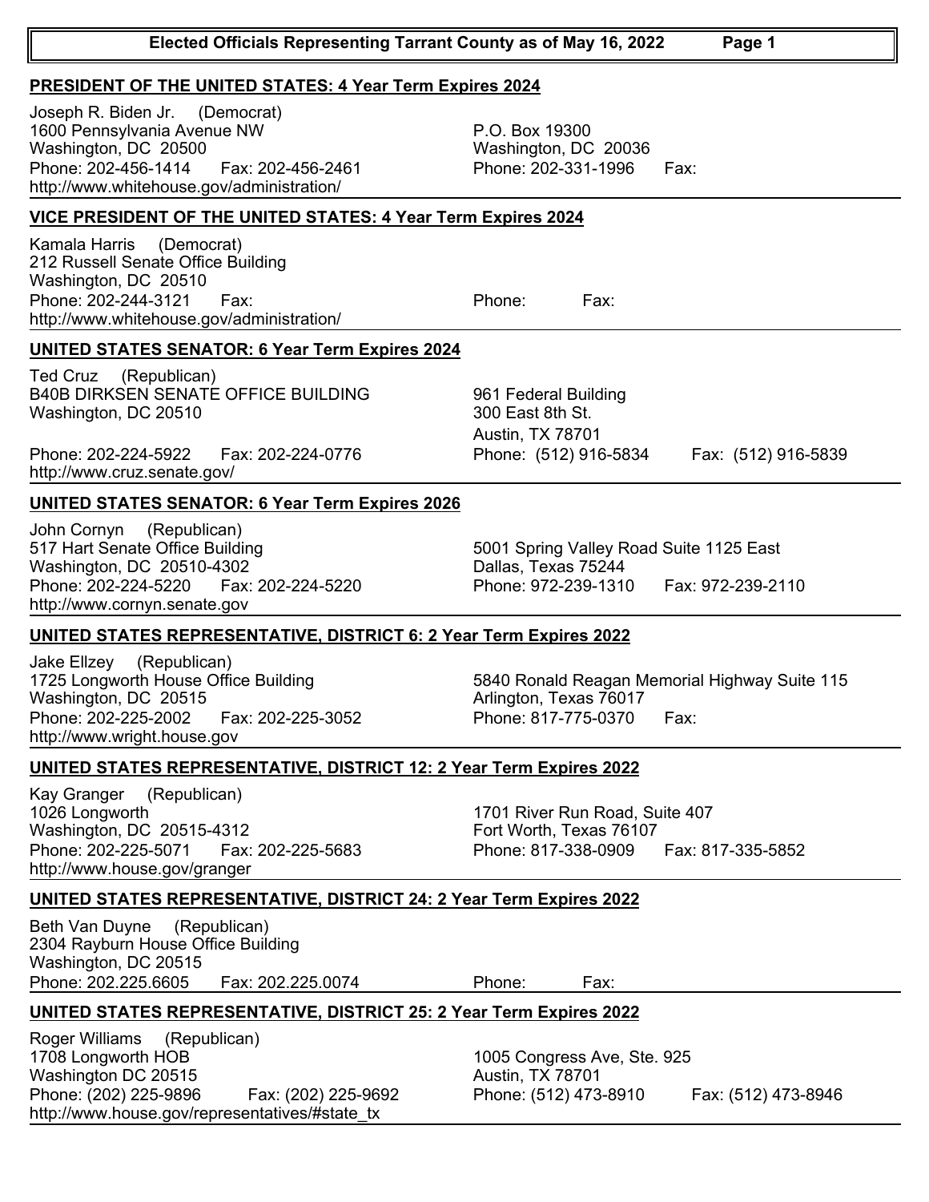# Elected Officials Representing Tarrant County as of May 16, 2022

## PRESIDENT OF THE UNITED STATES: 4 Year Term Expires 2024

Joseph R. Biden Jr. (Democrat)
1600 Pennsylvania Avenue NW
Washington, DC 20500
Phone: 202-456-1414 Fax: 202-456-2461
http://www.whitehouse.gov/administration/

P.O. Box 19300
Washington, DC 20036
Phone: 202-331-1996 Fax:

## VICE PRESIDENT OF THE UNITED STATES: 4 Year Term Expires 2024

Kamala Harris (Democrat)
212 Russell Senate Office Building
Washington, DC 20510
Phone: 202-244-3121 Fax:
http://www.whitehouse.gov/administration/

Phone: Fax:

## UNITED STATES SENATOR: 6 Year Term Expires 2024

Ted Cruz (Republican)
B40B DIRKSEN SENATE OFFICE BUILDING
Washington, DC 20510
Phone: 202-224-5922 Fax: 202-224-0776
http://www.cruz.senate.gov/

961 Federal Building
300 East 8th St.
Austin, TX 78701
Phone: (512) 916-5834 Fax: (512) 916-5839

## UNITED STATES SENATOR: 6 Year Term Expires 2026

John Cornyn (Republican)
517 Hart Senate Office Building
Washington, DC 20510-4302
Phone: 202-224-5220 Fax: 202-224-5220
http://www.cornyn.senate.gov

5001 Spring Valley Road Suite 1125 East
Dallas, Texas 75244
Phone: 972-239-1310 Fax: 972-239-2110

## UNITED STATES REPRESENTATIVE, DISTRICT 6: 2 Year Term Expires 2022

Jake Ellzey (Republican)
1725 Longworth House Office Building
Washington, DC 20515
Phone: 202-225-2002 Fax: 202-225-3052
http://www.wright.house.gov

5840 Ronald Reagan Memorial Highway Suite 115
Arlington, Texas 76017
Phone: 817-775-0370 Fax:

## UNITED STATES REPRESENTATIVE, DISTRICT 12: 2 Year Term Expires 2022

Kay Granger (Republican)
1026 Longworth
Washington, DC 20515-4312
Phone: 202-225-5071 Fax: 202-225-5683
http://www.house.gov/granger

1701 River Run Road, Suite 407
Fort Worth, Texas 76107
Phone: 817-338-0909 Fax: 817-335-5852

## UNITED STATES REPRESENTATIVE, DISTRICT 24: 2 Year Term Expires 2022

Beth Van Duyne (Republican)
2304 Rayburn House Office Building
Washington, DC 20515
Phone: 202.225.6605 Fax: 202.225.0074

Phone: Fax:

## UNITED STATES REPRESENTATIVE, DISTRICT 25: 2 Year Term Expires 2022

Roger Williams (Republican)
1708 Longworth HOB
Washington DC 20515
Phone: (202) 225-9896 Fax: (202) 225-9692
http://www.house.gov/representatives/#state_tx

1005 Congress Ave, Ste. 925
Austin, TX 78701
Phone: (512) 473-8910 Fax: (512) 473-8946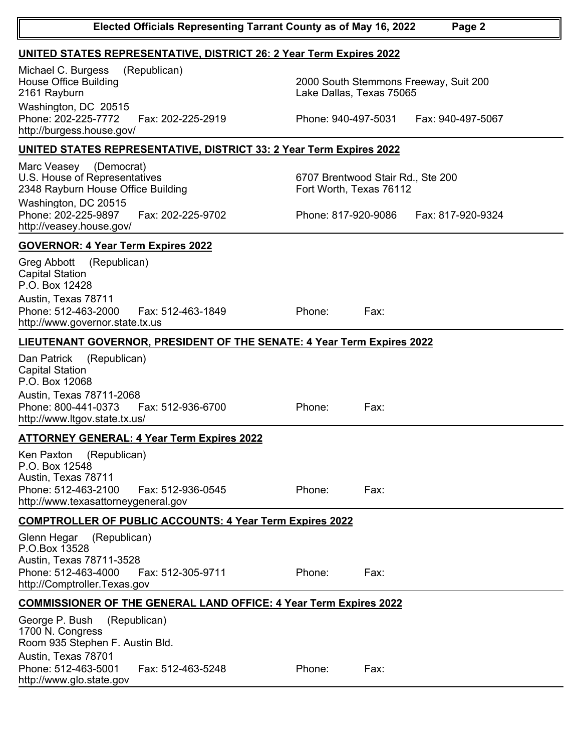## UNITED STATES REPRESENTATIVE, DISTRICT 26: 2 Year Term Expires 2022

Michael C. Burgess (Republican)
House Office Building
2161 Rayburn
Washington, DC 20515
Phone: 202-225-7772 Fax: 202-225-2919
http://burgess.house.gov/

2000 South Stemmons Freeway, Suit 200
Lake Dallas, Texas 75065
Phone: 940-497-5031 Fax: 940-497-5067

## UNITED STATES REPRESENTATIVE, DISTRICT 33: 2 Year Term Expires 2022

Marc Veasey (Democrat)
U.S. House of Representatives
2348 Rayburn House Office Building
Washington, DC 20515
Phone: 202-225-9897 Fax: 202-225-9702
http://veasey.house.gov/

6707 Brentwood Stair Rd., Ste 200
Fort Worth, Texas 76112
Phone: 817-920-9086 Fax: 817-920-9324

## GOVERNOR: 4 Year Term Expires 2022

Greg Abbott (Republican)
Capital Station
P.O. Box 12428
Austin, Texas 78711
Phone: 512-463-2000 Fax: 512-463-1849
http://www.governor.state.tx.us

Phone: Fax:

## LIEUTENANT GOVERNOR, PRESIDENT OF THE SENATE: 4 Year Term Expires 2022

Dan Patrick (Republican)
Capital Station
P.O. Box 12068
Austin, Texas 78711-2068
Phone: 800-441-0373 Fax: 512-936-6700
http://www.ltgov.state.tx.us/

Phone: Fax:

## ATTORNEY GENERAL: 4 Year Term Expires 2022

Ken Paxton (Republican)
P.O. Box 12548
Austin, Texas 78711
Phone: 512-463-2100 Fax: 512-936-0545
http://www.texasattorneygeneral.gov

Phone: Fax:

## COMPTROLLER OF PUBLIC ACCOUNTS: 4 Year Term Expires 2022

Glenn Hegar (Republican)
P.O.Box 13528
Austin, Texas 78711-3528
Phone: 512-463-4000 Fax: 512-305-9711
http://Comptroller.Texas.gov

Phone: Fax:

## COMMISSIONER OF THE GENERAL LAND OFFICE: 4 Year Term Expires 2022

George P. Bush (Republican)
1700 N. Congress
Room 935 Stephen F. Austin Bld.
Austin, Texas 78701
Phone: 512-463-5001 Fax: 512-463-5248
http://www.glo.state.gov

Phone: Fax: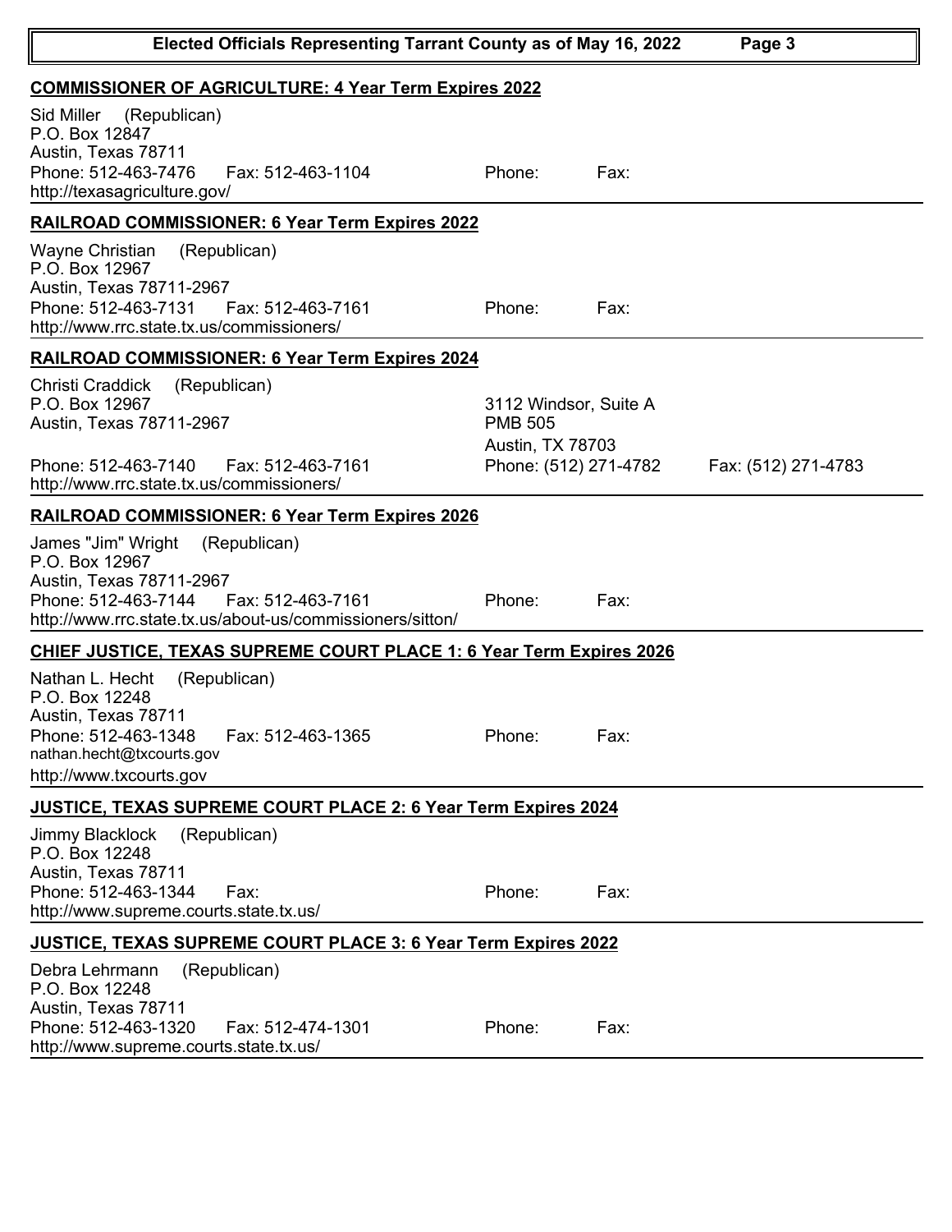## COMMISSIONER OF AGRICULTURE: 4 Year Term Expires 2022

Sid Miller (Republican)
P.O. Box 12847
Austin, Texas 78711
Phone: 512-463-7476 Fax: 512-463-1104 | Phone: Fax:
http://texasagriculture.gov/

## RAILROAD COMMISSIONER: 6 Year Term Expires 2022

Wayne Christian (Republican)
P.O. Box 12967
Austin, Texas 78711-2967
Phone: 512-463-7131 Fax: 512-463-7161 | Phone: Fax:
http://www.rrc.state.tx.us/commissioners/

## RAILROAD COMMISSIONER: 6 Year Term Expires 2024

Christi Craddick (Republican)
P.O. Box 12967
Austin, Texas 78711-2967
Phone: 512-463-7140 Fax: 512-463-7161
http://www.rrc.state.tx.us/commissioners/

3112 Windsor, Suite A
PMB 505
Austin, TX 78703
Phone: (512) 271-4782 Fax: (512) 271-4783

## RAILROAD COMMISSIONER: 6 Year Term Expires 2026

James "Jim" Wright (Republican)
P.O. Box 12967
Austin, Texas 78711-2967
Phone: 512-463-7144 Fax: 512-463-7161 | Phone: Fax:
http://www.rrc.state.tx.us/about-us/commissioners/sitton/

## CHIEF JUSTICE, TEXAS SUPREME COURT PLACE 1: 6 Year Term Expires 2026

Nathan L. Hecht (Republican)
P.O. Box 12248
Austin, Texas 78711
Phone: 512-463-1348 Fax: 512-463-1365 | Phone: Fax:
nathan.hecht@txcourts.gov
http://www.txcourts.gov

## JUSTICE, TEXAS SUPREME COURT PLACE 2: 6 Year Term Expires 2024

Jimmy Blacklock (Republican)
P.O. Box 12248
Austin, Texas 78711
Phone: 512-463-1344 Fax: | Phone: Fax:
http://www.supreme.courts.state.tx.us/

## JUSTICE, TEXAS SUPREME COURT PLACE 3: 6 Year Term Expires 2022

Debra Lehrmann (Republican)
P.O. Box 12248
Austin, Texas 78711
Phone: 512-463-1320 Fax: 512-474-1301 | Phone: Fax:
http://www.supreme.courts.state.tx.us/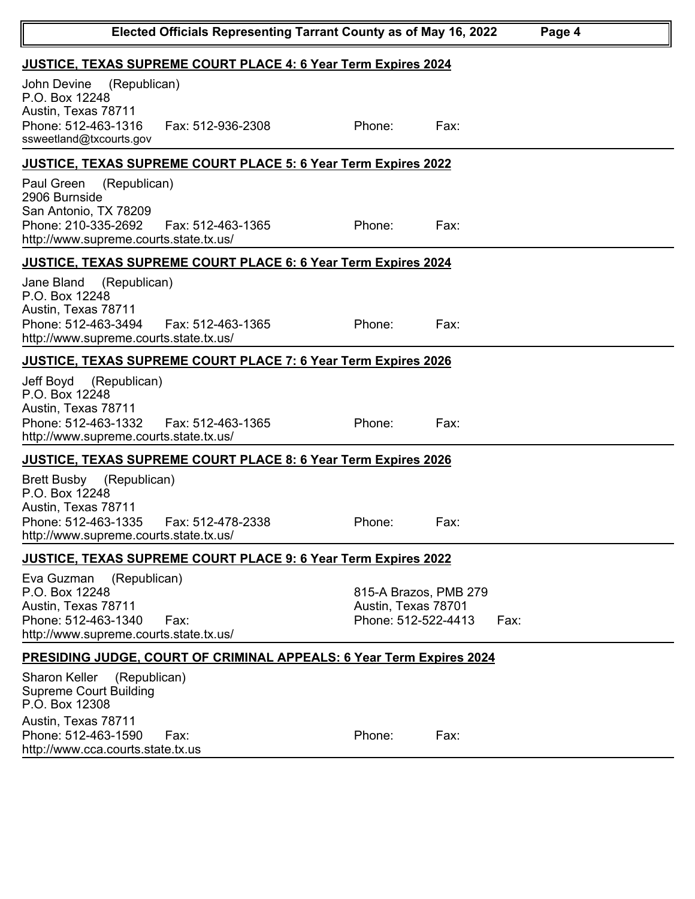## JUSTICE, TEXAS SUPREME COURT PLACE 4: 6 Year Term Expires 2024

John Devine (Republican)
P.O. Box 12248
Austin, Texas 78711
Phone: 512-463-1316 Fax: 512-936-2308 Phone: Fax:
ssweetland@txcourts.gov

## JUSTICE, TEXAS SUPREME COURT PLACE 5: 6 Year Term Expires 2022

Paul Green (Republican)
2906 Burnside
San Antonio, TX 78209
Phone: 210-335-2692 Fax: 512-463-1365 Phone: Fax:
http://www.supreme.courts.state.tx.us/

## JUSTICE, TEXAS SUPREME COURT PLACE 6: 6 Year Term Expires 2024

Jane Bland (Republican)
P.O. Box 12248
Austin, Texas 78711
Phone: 512-463-3494 Fax: 512-463-1365 Phone: Fax:
http://www.supreme.courts.state.tx.us/

## JUSTICE, TEXAS SUPREME COURT PLACE 7: 6 Year Term Expires 2026

Jeff Boyd (Republican)
P.O. Box 12248
Austin, Texas 78711
Phone: 512-463-1332 Fax: 512-463-1365 Phone: Fax:
http://www.supreme.courts.state.tx.us/

## JUSTICE, TEXAS SUPREME COURT PLACE 8: 6 Year Term Expires 2026

Brett Busby (Republican)
P.O. Box 12248
Austin, Texas 78711
Phone: 512-463-1335 Fax: 512-478-2338 Phone: Fax:
http://www.supreme.courts.state.tx.us/

## JUSTICE, TEXAS SUPREME COURT PLACE 9: 6 Year Term Expires 2022

Eva Guzman (Republican)
P.O. Box 12248
Austin, Texas 78711
Phone: 512-463-1340 Fax:
http://www.supreme.courts.state.tx.us/

815-A Brazos, PMB 279
Austin, Texas 78701
Phone: 512-522-4413 Fax:

## PRESIDING JUDGE, COURT OF CRIMINAL APPEALS: 6 Year Term Expires 2024

Sharon Keller (Republican)
Supreme Court Building
P.O. Box 12308
Austin, Texas 78711
Phone: 512-463-1590 Fax: Phone: Fax:
http://www.cca.courts.state.tx.us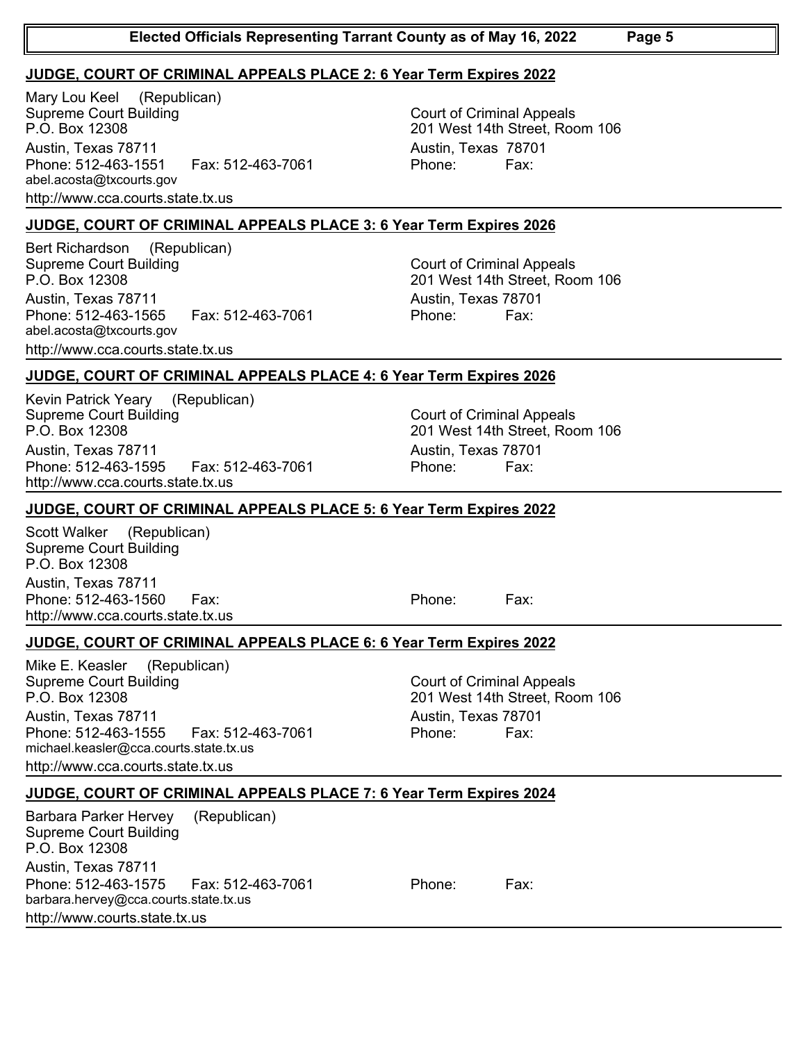## JUDGE, COURT OF CRIMINAL APPEALS PLACE 2: 6 Year Term Expires 2022

Mary Lou Keel (Republican)
Supreme Court Building
P.O. Box 12308
Austin, Texas 78711
Phone: 512-463-1551 Fax: 512-463-7061
abel.acosta@txcourts.gov
http://www.cca.courts.state.tx.us

Court of Criminal Appeals
201 West 14th Street, Room 106
Austin, Texas 78701
Phone: Fax:

## JUDGE, COURT OF CRIMINAL APPEALS PLACE 3: 6 Year Term Expires 2026

Bert Richardson (Republican)
Supreme Court Building
P.O. Box 12308
Austin, Texas 78711
Phone: 512-463-1565 Fax: 512-463-7061
abel.acosta@txcourts.gov
http://www.cca.courts.state.tx.us

Court of Criminal Appeals
201 West 14th Street, Room 106
Austin, Texas 78701
Phone: Fax:

## JUDGE, COURT OF CRIMINAL APPEALS PLACE 4: 6 Year Term Expires 2026

Kevin Patrick Yeary (Republican)
Supreme Court Building
P.O. Box 12308
Austin, Texas 78711
Phone: 512-463-1595 Fax: 512-463-7061
http://www.cca.courts.state.tx.us

Court of Criminal Appeals
201 West 14th Street, Room 106
Austin, Texas 78701
Phone: Fax:

## JUDGE, COURT OF CRIMINAL APPEALS PLACE 5: 6 Year Term Expires 2022

Scott Walker (Republican)
Supreme Court Building
P.O. Box 12308
Austin, Texas 78711
Phone: 512-463-1560 Fax:
http://www.cca.courts.state.tx.us

Phone: Fax:

## JUDGE, COURT OF CRIMINAL APPEALS PLACE 6: 6 Year Term Expires 2022

Mike E. Keasler (Republican)
Supreme Court Building
P.O. Box 12308
Austin, Texas 78711
Phone: 512-463-1555 Fax: 512-463-7061
michael.keasler@cca.courts.state.tx.us
http://www.cca.courts.state.tx.us

Court of Criminal Appeals
201 West 14th Street, Room 106
Austin, Texas 78701
Phone: Fax:

## JUDGE, COURT OF CRIMINAL APPEALS PLACE 7: 6 Year Term Expires 2024

Barbara Parker Hervey (Republican)
Supreme Court Building
P.O. Box 12308
Austin, Texas 78711
Phone: 512-463-1575 Fax: 512-463-7061
barbara.hervey@cca.courts.state.tx.us
http://www.courts.state.tx.us

Phone: Fax: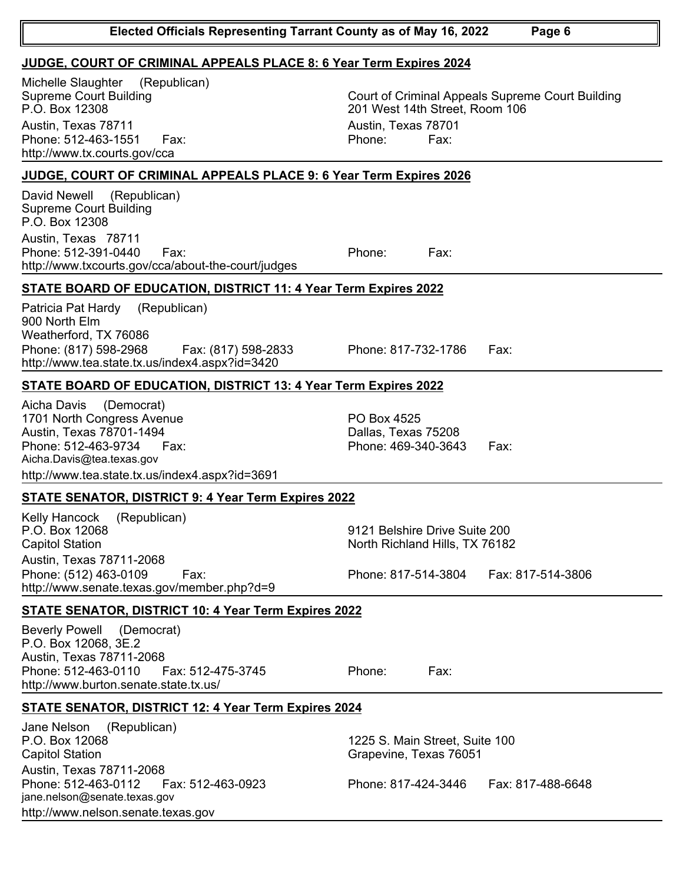## JUDGE, COURT OF CRIMINAL APPEALS PLACE 8: 6 Year Term Expires 2024

Michelle Slaughter (Republican)
Supreme Court Building
P.O. Box 12308
Austin, Texas 78711
Phone: 512-463-1551 Fax:
http://www.tx.courts.gov/cca

Court of Criminal Appeals Supreme Court Building
201 West 14th Street, Room 106
Austin, Texas 78701
Phone: Fax:

## JUDGE, COURT OF CRIMINAL APPEALS PLACE 9: 6 Year Term Expires 2026

David Newell (Republican)
Supreme Court Building
P.O. Box 12308
Austin, Texas 78711
Phone: 512-391-0440 Fax:
http://www.txcourts.gov/cca/about-the-court/judges

Phone: Fax:

## STATE BOARD OF EDUCATION, DISTRICT 11: 4 Year Term Expires 2022

Patricia Pat Hardy (Republican)
900 North Elm
Weatherford, TX 76086
Phone: (817) 598-2968 Fax: (817) 598-2833
http://www.tea.state.tx.us/index4.aspx?id=3420

Phone: 817-732-1786 Fax:

## STATE BOARD OF EDUCATION, DISTRICT 13: 4 Year Term Expires 2022

Aicha Davis (Democrat)
1701 North Congress Avenue
Austin, Texas 78701-1494
Phone: 512-463-9734 Fax:
Aicha.Davis@tea.texas.gov
http://www.tea.state.tx.us/index4.aspx?id=3691

PO Box 4525
Dallas, Texas 75208
Phone: 469-340-3643 Fax:

## STATE SENATOR, DISTRICT 9: 4 Year Term Expires 2022

Kelly Hancock (Republican)
P.O. Box 12068
Capitol Station
Austin, Texas 78711-2068
Phone: (512) 463-0109 Fax:
http://www.senate.texas.gov/member.php?d=9

9121 Belshire Drive Suite 200
North Richland Hills, TX 76182
Phone: 817-514-3804 Fax: 817-514-3806

## STATE SENATOR, DISTRICT 10: 4 Year Term Expires 2022

Beverly Powell (Democrat)
P.O. Box 12068, 3E.2
Austin, Texas 78711-2068
Phone: 512-463-0110 Fax: 512-475-3745
http://www.burton.senate.state.tx.us/

Phone: Fax:

## STATE SENATOR, DISTRICT 12: 4 Year Term Expires 2024

Jane Nelson (Republican)
P.O. Box 12068
Capitol Station
Austin, Texas 78711-2068
Phone: 512-463-0112 Fax: 512-463-0923
jane.nelson@senate.texas.gov
http://www.nelson.senate.texas.gov

1225 S. Main Street, Suite 100
Grapevine, Texas 76051
Phone: 817-424-3446 Fax: 817-488-6648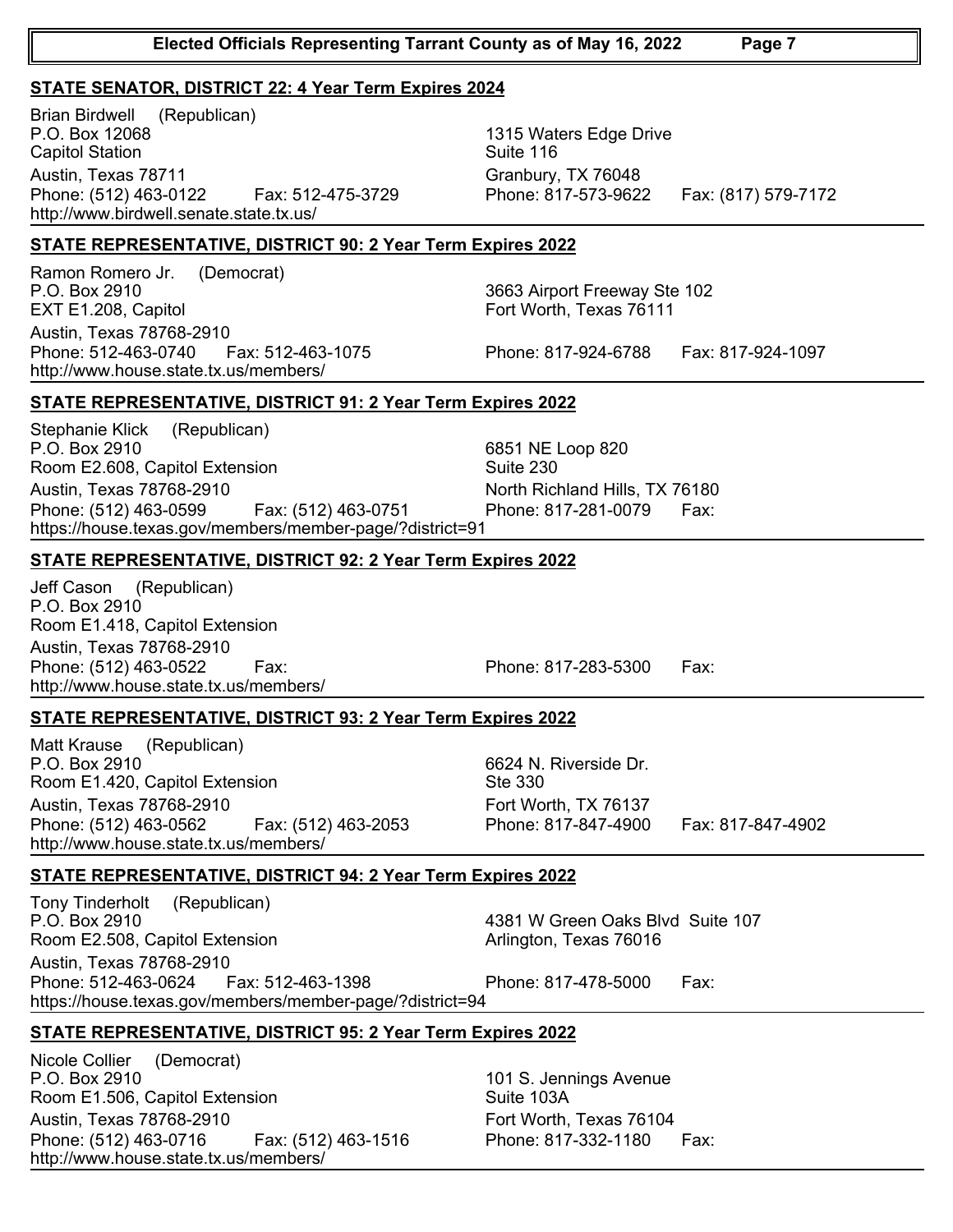## STATE SENATOR, DISTRICT 22: 4 Year Term Expires 2024

Brian Birdwell (Republican)
P.O. Box 12068
Capitol Station
Austin, Texas 78711
Phone: (512) 463-0122 Fax: 512-475-3729
http://www.birdwell.senate.state.tx.us/

1315 Waters Edge Drive
Suite 116
Granbury, TX 76048
Phone: 817-573-9622 Fax: (817) 579-7172

## STATE REPRESENTATIVE, DISTRICT 90: 2 Year Term Expires 2022

Ramon Romero Jr. (Democrat)
P.O. Box 2910
EXT E1.208, Capitol
Austin, Texas 78768-2910
Phone: 512-463-0740 Fax: 512-463-1075
http://www.house.state.tx.us/members/

3663 Airport Freeway Ste 102
Fort Worth, Texas 76111
Phone: 817-924-6788 Fax: 817-924-1097

## STATE REPRESENTATIVE, DISTRICT 91: 2 Year Term Expires 2022

Stephanie Klick (Republican)
P.O. Box 2910
Room E2.608, Capitol Extension
Austin, Texas 78768-2910
Phone: (512) 463-0599 Fax: (512) 463-0751
https://house.texas.gov/members/member-page/?district=91

6851 NE Loop 820
Suite 230
North Richland Hills, TX 76180
Phone: 817-281-0079 Fax:

## STATE REPRESENTATIVE, DISTRICT 92: 2 Year Term Expires 2022

Jeff Cason (Republican)
P.O. Box 2910
Room E1.418, Capitol Extension
Austin, Texas 78768-2910
Phone: (512) 463-0522 Fax:
http://www.house.state.tx.us/members/

Phone: 817-283-5300 Fax:

## STATE REPRESENTATIVE, DISTRICT 93: 2 Year Term Expires 2022

Matt Krause (Republican)
P.O. Box 2910
Room E1.420, Capitol Extension
Austin, Texas 78768-2910
Phone: (512) 463-0562 Fax: (512) 463-2053
http://www.house.state.tx.us/members/

6624 N. Riverside Dr.
Ste 330
Fort Worth, TX 76137
Phone: 817-847-4900 Fax: 817-847-4902

## STATE REPRESENTATIVE, DISTRICT 94: 2 Year Term Expires 2022

Tony Tinderholt (Republican)
P.O. Box 2910
Room E2.508, Capitol Extension
Austin, Texas 78768-2910
Phone: 512-463-0624 Fax: 512-463-1398
https://house.texas.gov/members/member-page/?district=94

4381 W Green Oaks Blvd Suite 107
Arlington, Texas 76016
Phone: 817-478-5000 Fax:

## STATE REPRESENTATIVE, DISTRICT 95: 2 Year Term Expires 2022

Nicole Collier (Democrat)
P.O. Box 2910
Room E1.506, Capitol Extension
Austin, Texas 78768-2910
Phone: (512) 463-0716 Fax: (512) 463-1516
http://www.house.state.tx.us/members/

101 S. Jennings Avenue
Suite 103A
Fort Worth, Texas 76104
Phone: 817-332-1180 Fax: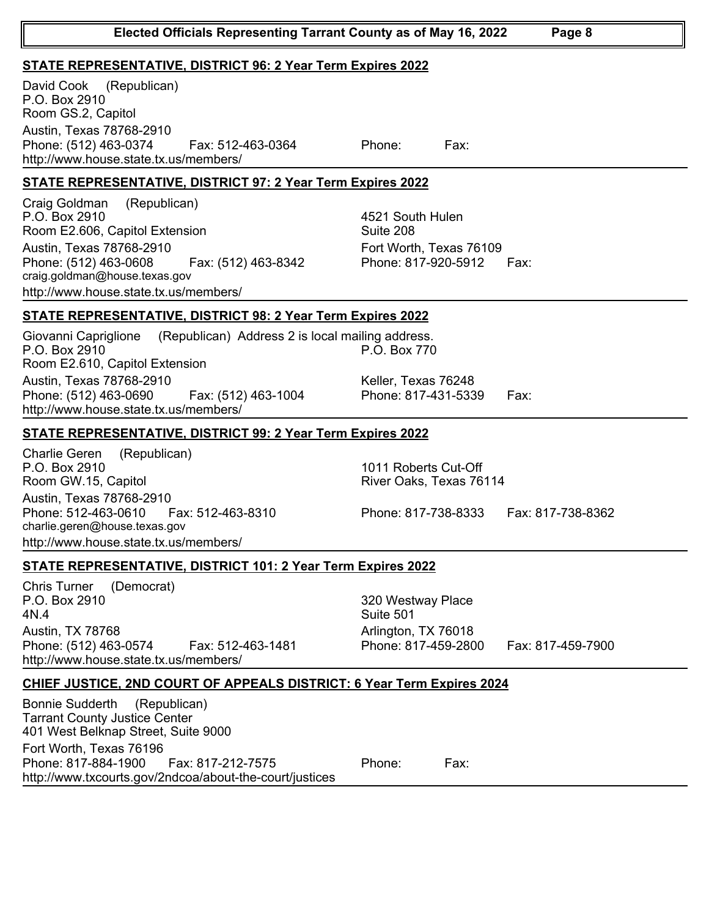## STATE REPRESENTATIVE, DISTRICT 96: 2 Year Term Expires 2022

David Cook (Republican)
P.O. Box 2910
Room GS.2, Capitol
Austin, Texas 78768-2910
Phone: (512) 463-0374 Fax: 512-463-0364
http://www.house.state.tx.us/members/

Phone: Fax:

## STATE REPRESENTATIVE, DISTRICT 97: 2 Year Term Expires 2022

Craig Goldman (Republican)
P.O. Box 2910
Room E2.606, Capitol Extension
Austin, Texas 78768-2910
Phone: (512) 463-0608 Fax: (512) 463-8342
craig.goldman@house.texas.gov
http://www.house.state.tx.us/members/

4521 South Hulen
Suite 208
Fort Worth, Texas 76109
Phone: 817-920-5912 Fax:

## STATE REPRESENTATIVE, DISTRICT 98: 2 Year Term Expires 2022

Giovanni Capriglione (Republican) Address 2 is local mailing address.
P.O. Box 2910
Room E2.610, Capitol Extension
Austin, Texas 78768-2910
Phone: (512) 463-0690 Fax: (512) 463-1004
http://www.house.state.tx.us/members/

P.O. Box 770
Keller, Texas 76248
Phone: 817-431-5339 Fax:

## STATE REPRESENTATIVE, DISTRICT 99: 2 Year Term Expires 2022

Charlie Geren (Republican)
P.O. Box 2910
Room GW.15, Capitol
Austin, Texas 78768-2910
Phone: 512-463-0610 Fax: 512-463-8310
charlie.geren@house.texas.gov
http://www.house.state.tx.us/members/

1011 Roberts Cut-Off
River Oaks, Texas 76114
Phone: 817-738-8333 Fax: 817-738-8362

## STATE REPRESENTATIVE, DISTRICT 101: 2 Year Term Expires 2022

Chris Turner (Democrat)
P.O. Box 2910
4N.4
Austin, TX 78768
Phone: (512) 463-0574 Fax: 512-463-1481
http://www.house.state.tx.us/members/

320 Westway Place
Suite 501
Arlington, TX 76018
Phone: 817-459-2800 Fax: 817-459-7900

## CHIEF JUSTICE, 2ND COURT OF APPEALS DISTRICT: 6 Year Term Expires 2024

Bonnie Sudderth (Republican)
Tarrant County Justice Center
401 West Belknap Street, Suite 9000
Fort Worth, Texas 76196
Phone: 817-884-1900 Fax: 817-212-7575
http://www.txcourts.gov/2ndcoa/about-the-court/justices

Phone: Fax: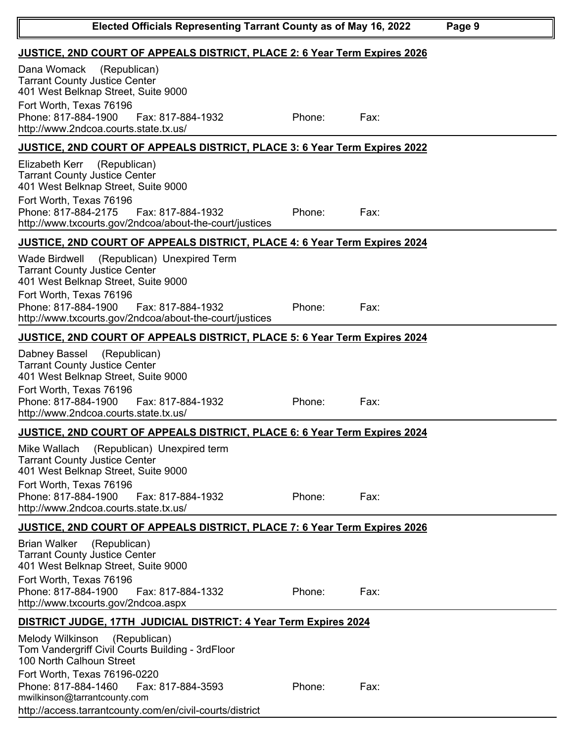## JUSTICE, 2ND COURT OF APPEALS DISTRICT, PLACE 2: 6 Year Term Expires 2026

Dana Womack (Republican)
Tarrant County Justice Center
401 West Belknap Street, Suite 9000
Fort Worth, Texas 76196
Phone: 817-884-1900 Fax: 817-884-1932 Phone: Fax:
http://www.2ndcoa.courts.state.tx.us/

## JUSTICE, 2ND COURT OF APPEALS DISTRICT, PLACE 3: 6 Year Term Expires 2022

Elizabeth Kerr (Republican)
Tarrant County Justice Center
401 West Belknap Street, Suite 9000
Fort Worth, Texas 76196
Phone: 817-884-2175 Fax: 817-884-1932 Phone: Fax:
http://www.txcourts.gov/2ndcoa/about-the-court/justices

## JUSTICE, 2ND COURT OF APPEALS DISTRICT, PLACE 4: 6 Year Term Expires 2024

Wade Birdwell (Republican) Unexpired Term
Tarrant County Justice Center
401 West Belknap Street, Suite 9000
Fort Worth, Texas 76196
Phone: 817-884-1900 Fax: 817-884-1932 Phone: Fax:
http://www.txcourts.gov/2ndcoa/about-the-court/justices

## JUSTICE, 2ND COURT OF APPEALS DISTRICT, PLACE 5: 6 Year Term Expires 2024

Dabney Bassel (Republican)
Tarrant County Justice Center
401 West Belknap Street, Suite 9000
Fort Worth, Texas 76196
Phone: 817-884-1900 Fax: 817-884-1932 Phone: Fax:
http://www.2ndcoa.courts.state.tx.us/

## JUSTICE, 2ND COURT OF APPEALS DISTRICT, PLACE 6: 6 Year Term Expires 2024

Mike Wallach (Republican) Unexpired term
Tarrant County Justice Center
401 West Belknap Street, Suite 9000
Fort Worth, Texas 76196
Phone: 817-884-1900 Fax: 817-884-1932 Phone: Fax:
http://www.2ndcoa.courts.state.tx.us/

## JUSTICE, 2ND COURT OF APPEALS DISTRICT, PLACE 7: 6 Year Term Expires 2026

Brian Walker (Republican)
Tarrant County Justice Center
401 West Belknap Street, Suite 9000
Fort Worth, Texas 76196
Phone: 817-884-1900 Fax: 817-884-1332 Phone: Fax:
http://www.txcourts.gov/2ndcoa.aspx

## DISTRICT JUDGE, 17TH JUDICIAL DISTRICT: 4 Year Term Expires 2024

Melody Wilkinson (Republican)
Tom Vandergriff Civil Courts Building - 3rdFloor
100 North Calhoun Street
Fort Worth, Texas 76196-0220
Phone: 817-884-1460 Fax: 817-884-3593 Phone: Fax:
mwilkinson@tarrantcounty.com
http://access.tarrantcounty.com/en/civil-courts/district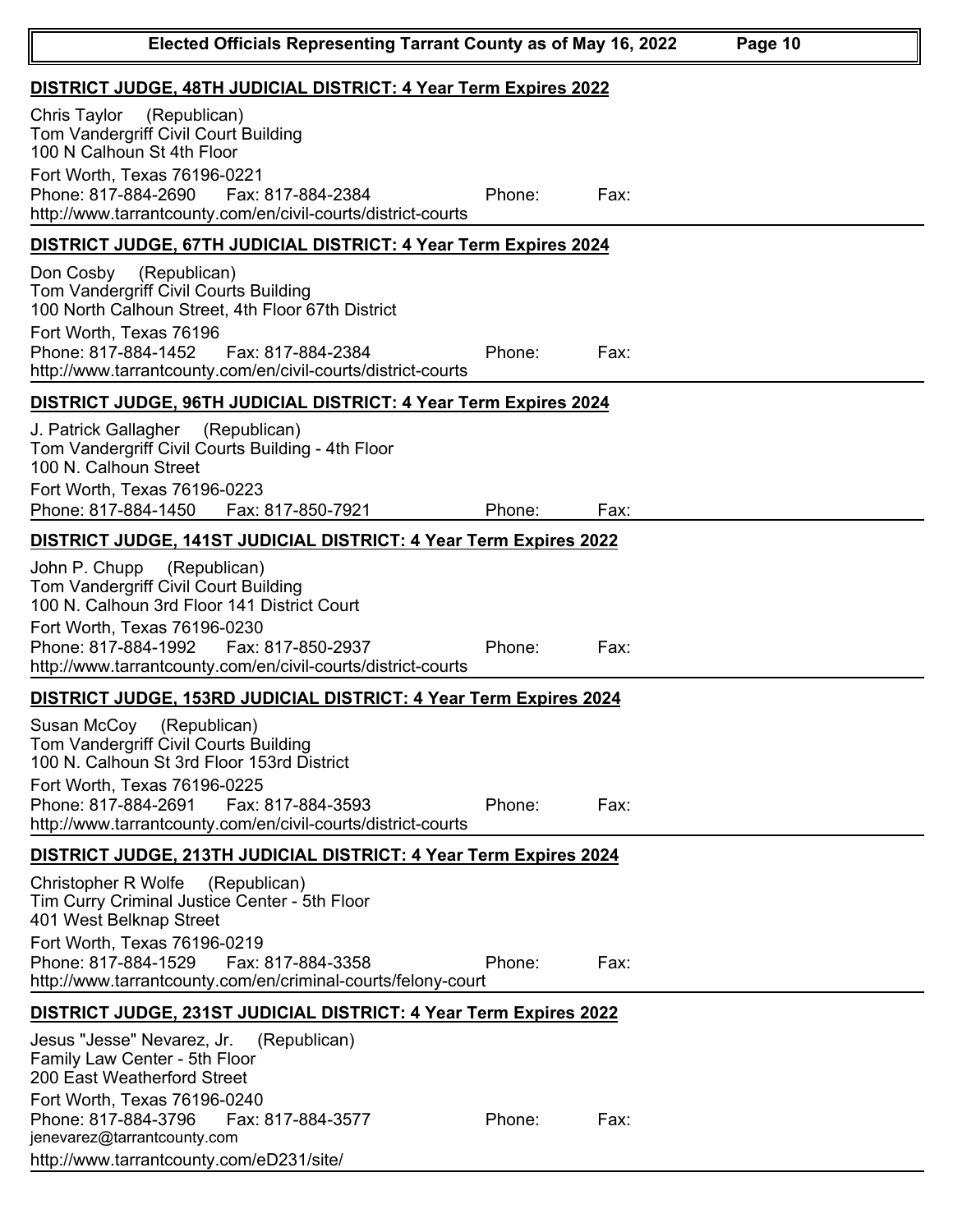## DISTRICT JUDGE, 48TH JUDICIAL DISTRICT: 4 Year Term Expires 2022

Chris Taylor (Republican)
Tom Vandergriff Civil Court Building
100 N Calhoun St 4th Floor
Fort Worth, Texas 76196-0221
Phone: 817-884-2690 Fax: 817-884-2384 Phone: Fax:
http://www.tarrantcounty.com/en/civil-courts/district-courts

## DISTRICT JUDGE, 67TH JUDICIAL DISTRICT: 4 Year Term Expires 2024

Don Cosby (Republican)
Tom Vandergriff Civil Courts Building
100 North Calhoun Street, 4th Floor 67th District
Fort Worth, Texas 76196
Phone: 817-884-1452 Fax: 817-884-2384 Phone: Fax:
http://www.tarrantcounty.com/en/civil-courts/district-courts

## DISTRICT JUDGE, 96TH JUDICIAL DISTRICT: 4 Year Term Expires 2024

J. Patrick Gallagher (Republican)
Tom Vandergriff Civil Courts Building - 4th Floor
100 N. Calhoun Street
Fort Worth, Texas 76196-0223
Phone: 817-884-1450 Fax: 817-850-7921 Phone: Fax:

## DISTRICT JUDGE, 141ST JUDICIAL DISTRICT: 4 Year Term Expires 2022

John P. Chupp (Republican)
Tom Vandergriff Civil Court Building
100 N. Calhoun 3rd Floor 141 District Court
Fort Worth, Texas 76196-0230
Phone: 817-884-1992 Fax: 817-850-2937 Phone: Fax:
http://www.tarrantcounty.com/en/civil-courts/district-courts

## DISTRICT JUDGE, 153RD JUDICIAL DISTRICT: 4 Year Term Expires 2024

Susan McCoy (Republican)
Tom Vandergriff Civil Courts Building
100 N. Calhoun St 3rd Floor 153rd District
Fort Worth, Texas 76196-0225
Phone: 817-884-2691 Fax: 817-884-3593 Phone: Fax:
http://www.tarrantcounty.com/en/civil-courts/district-courts

## DISTRICT JUDGE, 213TH JUDICIAL DISTRICT: 4 Year Term Expires 2024

Christopher R Wolfe (Republican)
Tim Curry Criminal Justice Center - 5th Floor
401 West Belknap Street
Fort Worth, Texas 76196-0219
Phone: 817-884-1529 Fax: 817-884-3358 Phone: Fax:
http://www.tarrantcounty.com/en/criminal-courts/felony-court

## DISTRICT JUDGE, 231ST JUDICIAL DISTRICT: 4 Year Term Expires 2022

Jesus "Jesse" Nevarez, Jr. (Republican)
Family Law Center - 5th Floor
200 East Weatherford Street
Fort Worth, Texas 76196-0240
Phone: 817-884-3796 Fax: 817-884-3577 Phone: Fax:
jenevarez@tarrantcounty.com
http://www.tarrantcounty.com/eD231/site/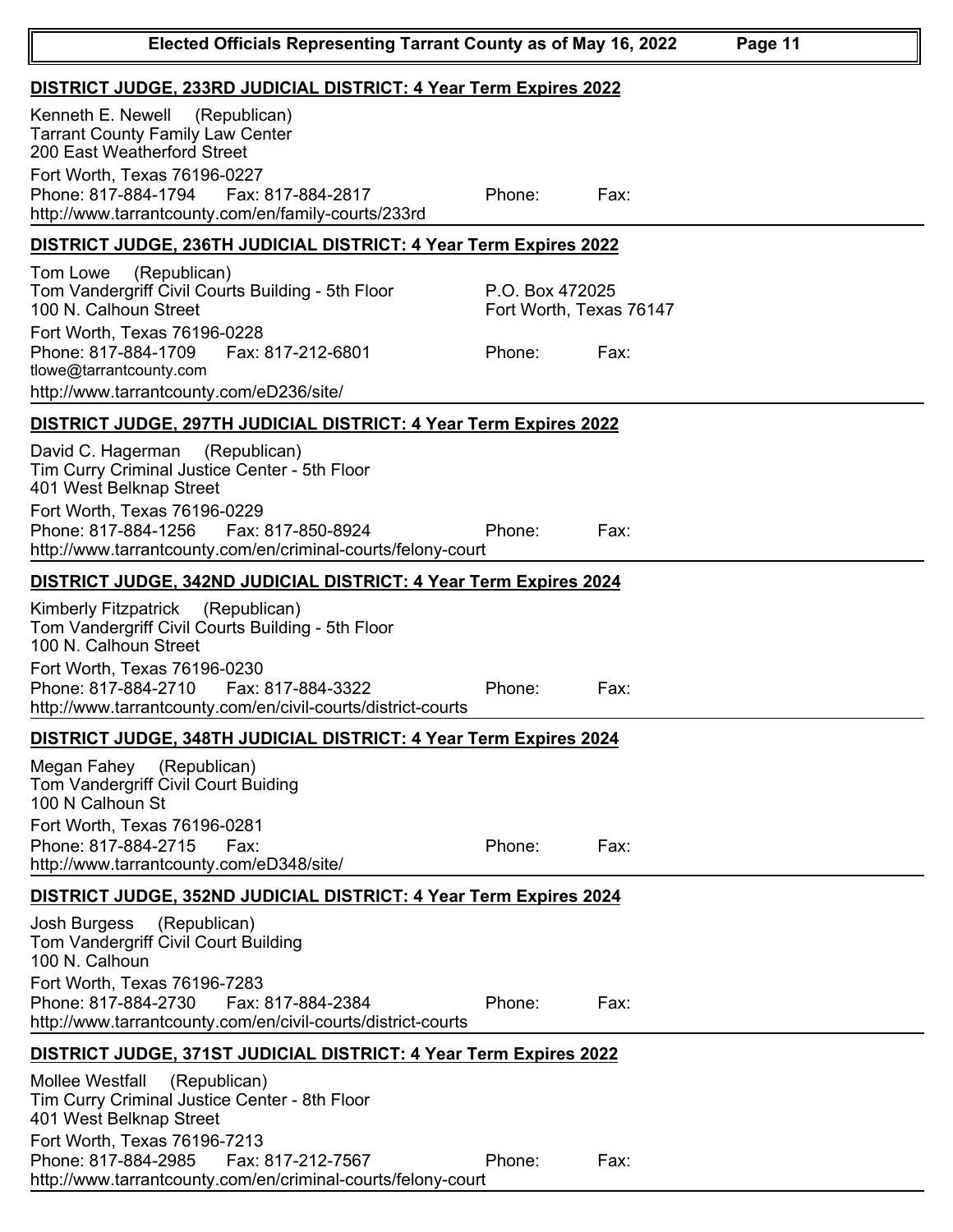## DISTRICT JUDGE, 233RD JUDICIAL DISTRICT: 4 Year Term Expires 2022

Kenneth E. Newell (Republican)
Tarrant County Family Law Center
200 East Weatherford Street
Fort Worth, Texas 76196-0227
Phone: 817-884-1794 Fax: 817-884-2817 Phone: Fax:
http://www.tarrantcounty.com/en/family-courts/233rd

## DISTRICT JUDGE, 236TH JUDICIAL DISTRICT: 4 Year Term Expires 2022

Tom Lowe (Republican)
Tom Vandergriff Civil Courts Building - 5th Floor
100 N. Calhoun Street
Fort Worth, Texas 76196-0228
Phone: 817-884-1709 Fax: 817-212-6801
tlowe@tarrantcounty.com
http://www.tarrantcounty.com/eD236/site/

P.O. Box 472025
Fort Worth, Texas 76147
Phone: Fax:

## DISTRICT JUDGE, 297TH JUDICIAL DISTRICT: 4 Year Term Expires 2022

David C. Hagerman (Republican)
Tim Curry Criminal Justice Center - 5th Floor
401 West Belknap Street
Fort Worth, Texas 76196-0229
Phone: 817-884-1256 Fax: 817-850-8924 Phone: Fax:
http://www.tarrantcounty.com/en/criminal-courts/felony-court

## DISTRICT JUDGE, 342ND JUDICIAL DISTRICT: 4 Year Term Expires 2024

Kimberly Fitzpatrick (Republican)
Tom Vandergriff Civil Courts Building - 5th Floor
100 N. Calhoun Street
Fort Worth, Texas 76196-0230
Phone: 817-884-2710 Fax: 817-884-3322 Phone: Fax:
http://www.tarrantcounty.com/en/civil-courts/district-courts

## DISTRICT JUDGE, 348TH JUDICIAL DISTRICT: 4 Year Term Expires 2024

Megan Fahey (Republican)
Tom Vandergriff Civil Court Buiding
100 N Calhoun St
Fort Worth, Texas 76196-0281
Phone: 817-884-2715 Fax: Phone: Fax:
http://www.tarrantcounty.com/eD348/site/

## DISTRICT JUDGE, 352ND JUDICIAL DISTRICT: 4 Year Term Expires 2024

Josh Burgess (Republican)
Tom Vandergriff Civil Court Building
100 N. Calhoun
Fort Worth, Texas 76196-7283
Phone: 817-884-2730 Fax: 817-884-2384 Phone: Fax:
http://www.tarrantcounty.com/en/civil-courts/district-courts

## DISTRICT JUDGE, 371ST JUDICIAL DISTRICT: 4 Year Term Expires 2022

Mollee Westfall (Republican)
Tim Curry Criminal Justice Center - 8th Floor
401 West Belknap Street
Fort Worth, Texas 76196-7213
Phone: 817-884-2985 Fax: 817-212-7567 Phone: Fax:
http://www.tarrantcounty.com/en/criminal-courts/felony-court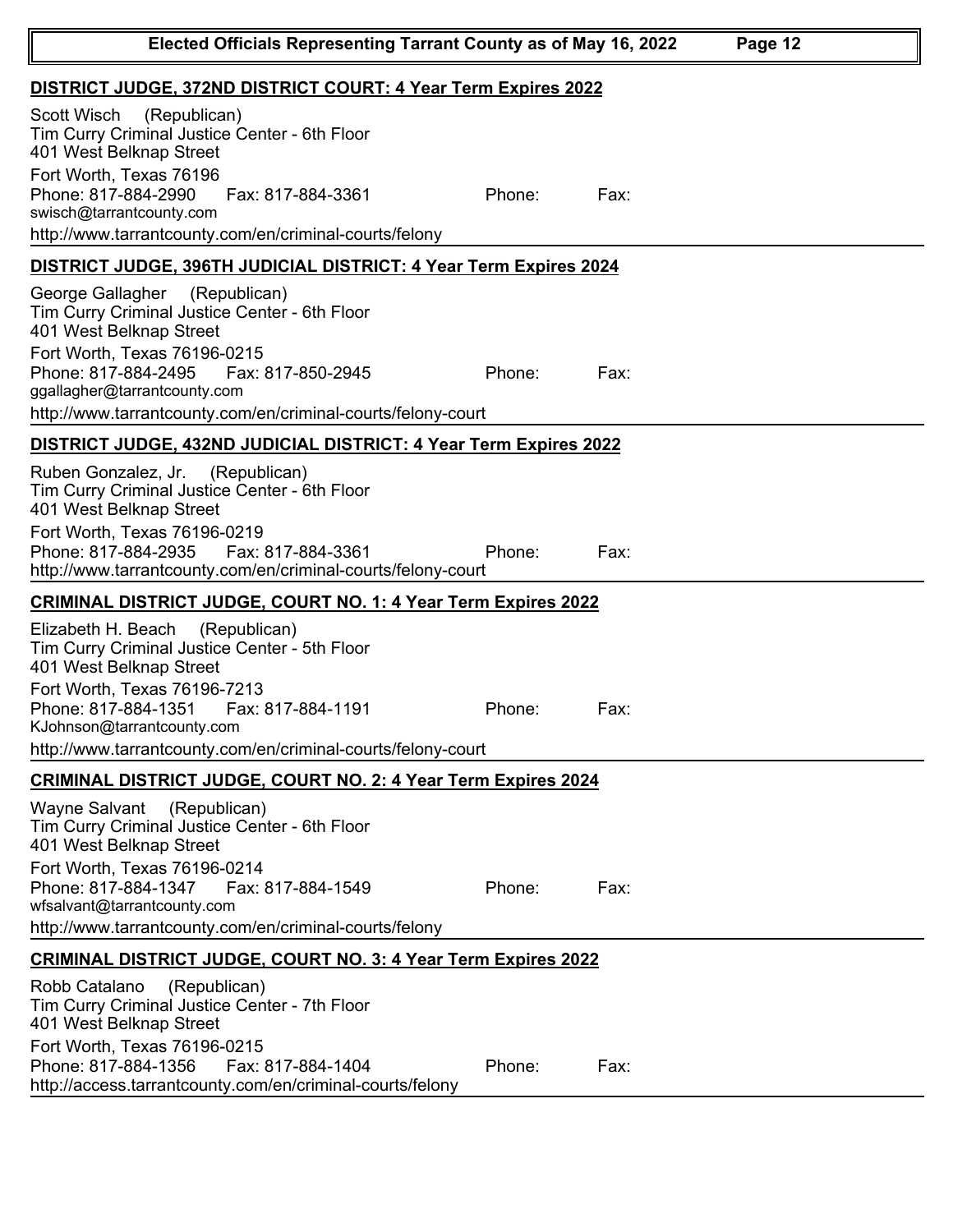## DISTRICT JUDGE, 372ND DISTRICT COURT: 4 Year Term Expires 2022

Scott Wisch (Republican)
Tim Curry Criminal Justice Center - 6th Floor
401 West Belknap Street
Fort Worth, Texas 76196
Phone: 817-884-2990 Fax: 817-884-3361 Phone: Fax:
swisch@tarrantcounty.com
http://www.tarrantcounty.com/en/criminal-courts/felony

## DISTRICT JUDGE, 396TH JUDICIAL DISTRICT: 4 Year Term Expires 2024

George Gallagher (Republican)
Tim Curry Criminal Justice Center - 6th Floor
401 West Belknap Street
Fort Worth, Texas 76196-0215
Phone: 817-884-2495 Fax: 817-850-2945 Phone: Fax:
ggallagher@tarrantcounty.com
http://www.tarrantcounty.com/en/criminal-courts/felony-court

## DISTRICT JUDGE, 432ND JUDICIAL DISTRICT: 4 Year Term Expires 2022

Ruben Gonzalez, Jr. (Republican)
Tim Curry Criminal Justice Center - 6th Floor
401 West Belknap Street
Fort Worth, Texas 76196-0219
Phone: 817-884-2935 Fax: 817-884-3361 Phone: Fax:
http://www.tarrantcounty.com/en/criminal-courts/felony-court

## CRIMINAL DISTRICT JUDGE, COURT NO. 1: 4 Year Term Expires 2022

Elizabeth H. Beach (Republican)
Tim Curry Criminal Justice Center - 5th Floor
401 West Belknap Street
Fort Worth, Texas 76196-7213
Phone: 817-884-1351 Fax: 817-884-1191 Phone: Fax:
KJohnson@tarrantcounty.com
http://www.tarrantcounty.com/en/criminal-courts/felony-court

## CRIMINAL DISTRICT JUDGE, COURT NO. 2: 4 Year Term Expires 2024

Wayne Salvant (Republican)
Tim Curry Criminal Justice Center - 6th Floor
401 West Belknap Street
Fort Worth, Texas 76196-0214
Phone: 817-884-1347 Fax: 817-884-1549 Phone: Fax:
wfsalvant@tarrantcounty.com
http://www.tarrantcounty.com/en/criminal-courts/felony

## CRIMINAL DISTRICT JUDGE, COURT NO. 3: 4 Year Term Expires 2022

Robb Catalano (Republican)
Tim Curry Criminal Justice Center - 7th Floor
401 West Belknap Street
Fort Worth, Texas 76196-0215
Phone: 817-884-1356 Fax: 817-884-1404 Phone: Fax:
http://access.tarrantcounty.com/en/criminal-courts/felony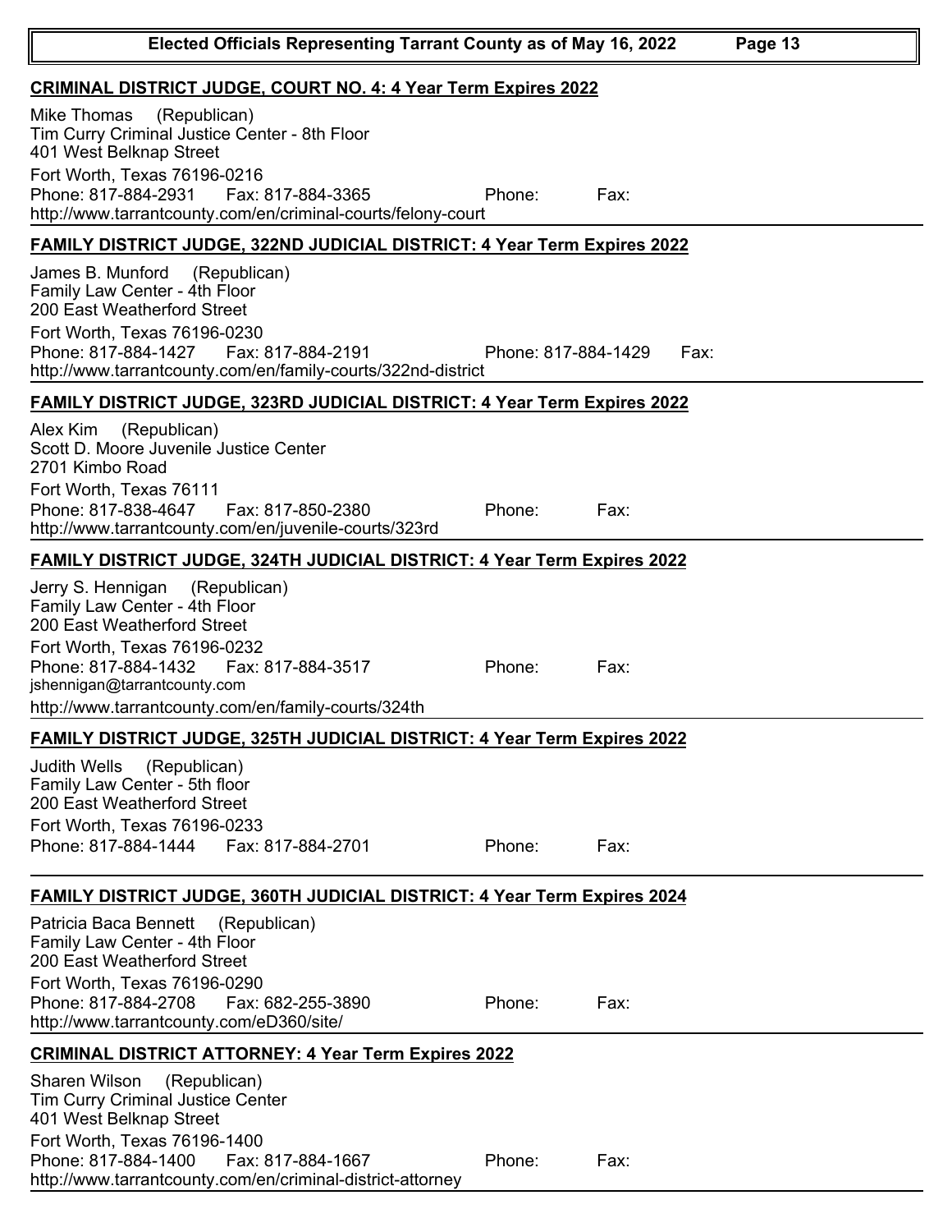## CRIMINAL DISTRICT JUDGE, COURT NO. 4: 4 Year Term Expires 2022

Mike Thomas (Republican)
Tim Curry Criminal Justice Center - 8th Floor
401 West Belknap Street
Fort Worth, Texas 76196-0216
Phone: 817-884-2931 Fax: 817-884-3365 Phone: Fax:
http://www.tarrantcounty.com/en/criminal-courts/felony-court

## FAMILY DISTRICT JUDGE, 322ND JUDICIAL DISTRICT: 4 Year Term Expires 2022

James B. Munford (Republican)
Family Law Center - 4th Floor
200 East Weatherford Street
Fort Worth, Texas 76196-0230
Phone: 817-884-1427 Fax: 817-884-2191 Phone: 817-884-1429 Fax:
http://www.tarrantcounty.com/en/family-courts/322nd-district

## FAMILY DISTRICT JUDGE, 323RD JUDICIAL DISTRICT: 4 Year Term Expires 2022

Alex Kim (Republican)
Scott D. Moore Juvenile Justice Center
2701 Kimbo Road
Fort Worth, Texas 76111
Phone: 817-838-4647 Fax: 817-850-2380 Phone: Fax:
http://www.tarrantcounty.com/en/juvenile-courts/323rd

## FAMILY DISTRICT JUDGE, 324TH JUDICIAL DISTRICT: 4 Year Term Expires 2022

Jerry S. Hennigan (Republican)
Family Law Center - 4th Floor
200 East Weatherford Street
Fort Worth, Texas 76196-0232
Phone: 817-884-1432 Fax: 817-884-3517 Phone: Fax:
jshennigan@tarrantcounty.com
http://www.tarrantcounty.com/en/family-courts/324th

## FAMILY DISTRICT JUDGE, 325TH JUDICIAL DISTRICT: 4 Year Term Expires 2022

Judith Wells (Republican)
Family Law Center - 5th floor
200 East Weatherford Street
Fort Worth, Texas 76196-0233
Phone: 817-884-1444 Fax: 817-884-2701 Phone: Fax:

## FAMILY DISTRICT JUDGE, 360TH JUDICIAL DISTRICT: 4 Year Term Expires 2024

Patricia Baca Bennett (Republican)
Family Law Center - 4th Floor
200 East Weatherford Street
Fort Worth, Texas 76196-0290
Phone: 817-884-2708 Fax: 682-255-3890 Phone: Fax:
http://www.tarrantcounty.com/eD360/site/

## CRIMINAL DISTRICT ATTORNEY: 4 Year Term Expires 2022

Sharen Wilson (Republican)
Tim Curry Criminal Justice Center
401 West Belknap Street
Fort Worth, Texas 76196-1400
Phone: 817-884-1400 Fax: 817-884-1667 Phone: Fax:
http://www.tarrantcounty.com/en/criminal-district-attorney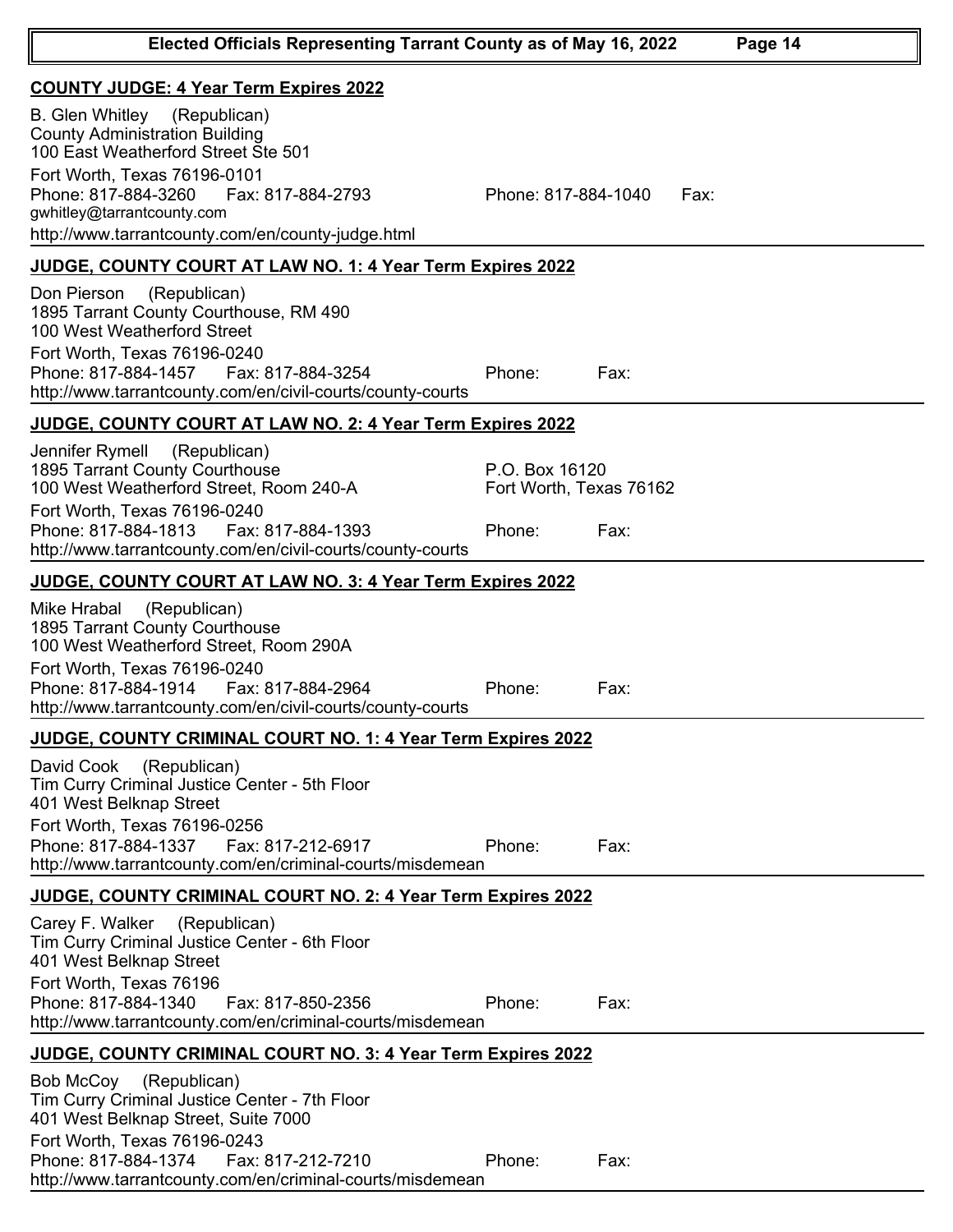## COUNTY JUDGE: 4 Year Term Expires 2022

B. Glen Whitley (Republican)
County Administration Building
100 East Weatherford Street Ste 501
Fort Worth, Texas 76196-0101
Phone: 817-884-3260 Fax: 817-884-2793
gwhitley@tarrantcounty.com
http://www.tarrantcounty.com/en/county-judge.html

Phone: 817-884-1040 Fax:

---

## JUDGE, COUNTY COURT AT LAW NO. 1: 4 Year Term Expires 2022

Don Pierson (Republican)
1895 Tarrant County Courthouse, RM 490
100 West Weatherford Street
Fort Worth, Texas 76196-0240
Phone: 817-884-1457 Fax: 817-884-3254
http://www.tarrantcounty.com/en/civil-courts/county-courts

Phone: Fax:

---

## JUDGE, COUNTY COURT AT LAW NO. 2: 4 Year Term Expires 2022

Jennifer Rymell (Republican)
1895 Tarrant County Courthouse
100 West Weatherford Street, Room 240-A
Fort Worth, Texas 76196-0240
Phone: 817-884-1813 Fax: 817-884-1393
http://www.tarrantcounty.com/en/civil-courts/county-courts

P.O. Box 16120
Fort Worth, Texas 76162
Phone: Fax:

---

## JUDGE, COUNTY COURT AT LAW NO. 3: 4 Year Term Expires 2022

Mike Hrabal (Republican)
1895 Tarrant County Courthouse
100 West Weatherford Street, Room 290A
Fort Worth, Texas 76196-0240
Phone: 817-884-1914 Fax: 817-884-2964
http://www.tarrantcounty.com/en/civil-courts/county-courts

Phone: Fax:

---

## JUDGE, COUNTY CRIMINAL COURT NO. 1: 4 Year Term Expires 2022

David Cook (Republican)
Tim Curry Criminal Justice Center - 5th Floor
401 West Belknap Street
Fort Worth, Texas 76196-0256
Phone: 817-884-1337 Fax: 817-212-6917
http://www.tarrantcounty.com/en/criminal-courts/misdemean

Phone: Fax:

---

## JUDGE, COUNTY CRIMINAL COURT NO. 2: 4 Year Term Expires 2022

Carey F. Walker (Republican)
Tim Curry Criminal Justice Center - 6th Floor
401 West Belknap Street
Fort Worth, Texas 76196
Phone: 817-884-1340 Fax: 817-850-2356
http://www.tarrantcounty.com/en/criminal-courts/misdemean

Phone: Fax:

---

## JUDGE, COUNTY CRIMINAL COURT NO. 3: 4 Year Term Expires 2022

Bob McCoy (Republican)
Tim Curry Criminal Justice Center - 7th Floor
401 West Belknap Street, Suite 7000
Fort Worth, Texas 76196-0243
Phone: 817-884-1374 Fax: 817-212-7210
http://www.tarrantcounty.com/en/criminal-courts/misdemean

Phone: Fax: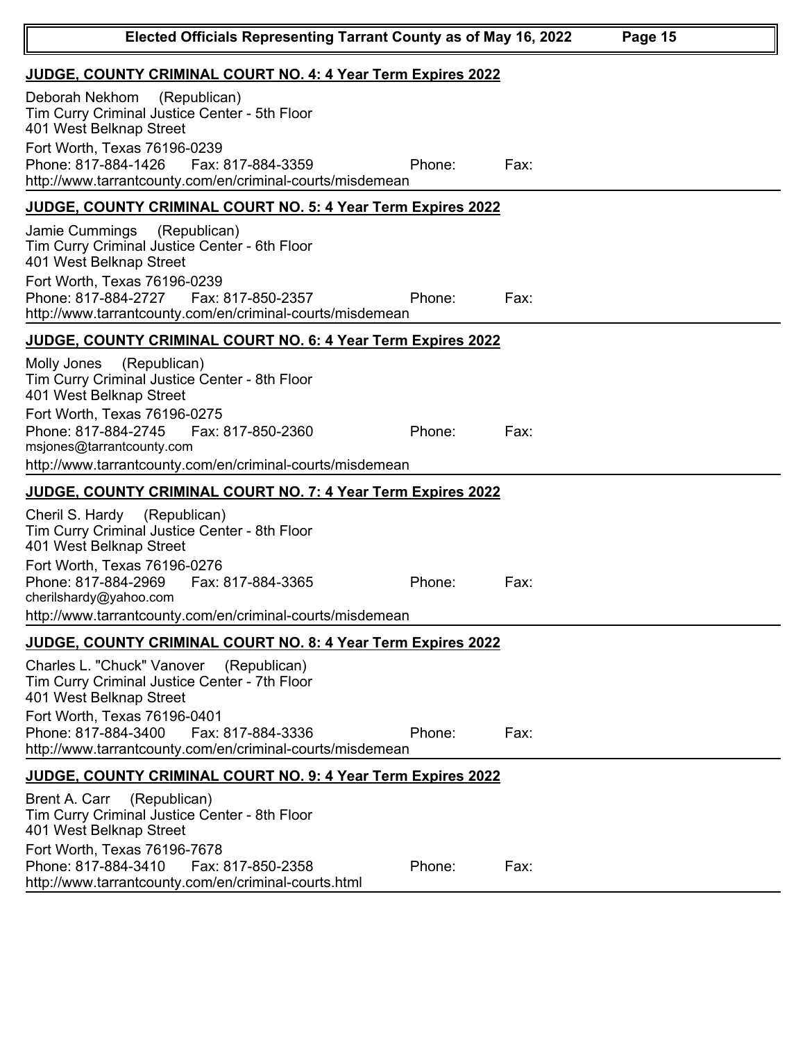## JUDGE, COUNTY CRIMINAL COURT NO. 4: 4 Year Term Expires 2022

Deborah Nekhom (Republican)
Tim Curry Criminal Justice Center - 5th Floor
401 West Belknap Street
Fort Worth, Texas 76196-0239
Phone: 817-884-1426 Fax: 817-884-3359 Phone: Fax:
http://www.tarrantcounty.com/en/criminal-courts/misdemean

## JUDGE, COUNTY CRIMINAL COURT NO. 5: 4 Year Term Expires 2022

Jamie Cummings (Republican)
Tim Curry Criminal Justice Center - 6th Floor
401 West Belknap Street
Fort Worth, Texas 76196-0239
Phone: 817-884-2727 Fax: 817-850-2357 Phone: Fax:
http://www.tarrantcounty.com/en/criminal-courts/misdemean

## JUDGE, COUNTY CRIMINAL COURT NO. 6: 4 Year Term Expires 2022

Molly Jones (Republican)
Tim Curry Criminal Justice Center - 8th Floor
401 West Belknap Street
Fort Worth, Texas 76196-0275
Phone: 817-884-2745 Fax: 817-850-2360 Phone: Fax:
msjones@tarrantcounty.com
http://www.tarrantcounty.com/en/criminal-courts/misdemean

## JUDGE, COUNTY CRIMINAL COURT NO. 7: 4 Year Term Expires 2022

Cheril S. Hardy (Republican)
Tim Curry Criminal Justice Center - 8th Floor
401 West Belknap Street
Fort Worth, Texas 76196-0276
Phone: 817-884-2969 Fax: 817-884-3365 Phone: Fax:
cherilshardy@yahoo.com
http://www.tarrantcounty.com/en/criminal-courts/misdemean

## JUDGE, COUNTY CRIMINAL COURT NO. 8: 4 Year Term Expires 2022

Charles L. "Chuck" Vanover (Republican)
Tim Curry Criminal Justice Center - 7th Floor
401 West Belknap Street
Fort Worth, Texas 76196-0401
Phone: 817-884-3400 Fax: 817-884-3336 Phone: Fax:
http://www.tarrantcounty.com/en/criminal-courts/misdemean

## JUDGE, COUNTY CRIMINAL COURT NO. 9: 4 Year Term Expires 2022

Brent A. Carr (Republican)
Tim Curry Criminal Justice Center - 8th Floor
401 West Belknap Street
Fort Worth, Texas 76196-7678
Phone: 817-884-3410 Fax: 817-850-2358 Phone: Fax:
http://www.tarrantcounty.com/en/criminal-courts.html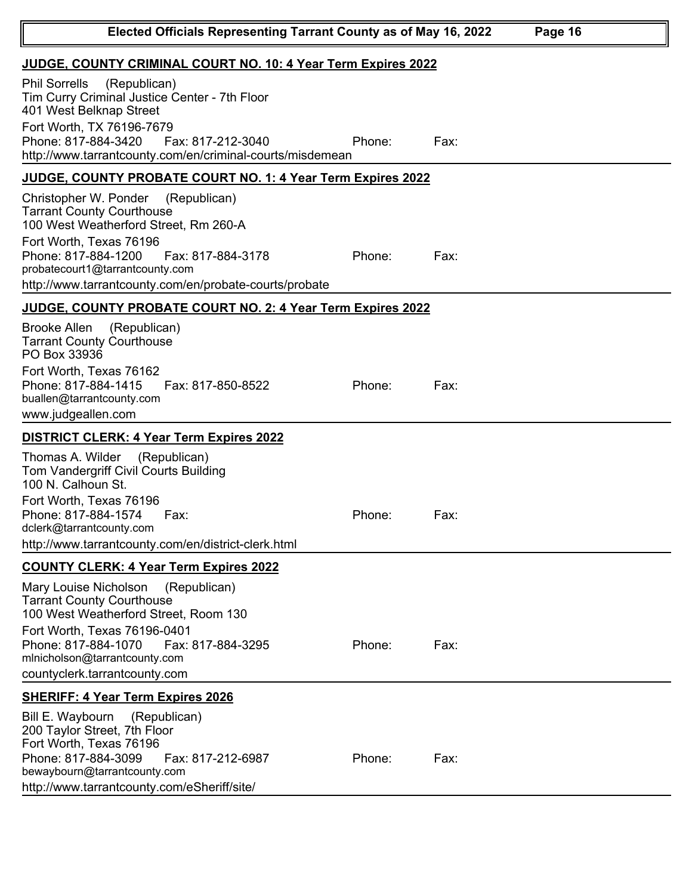## JUDGE, COUNTY CRIMINAL COURT NO. 10: 4 Year Term Expires 2022

Phil Sorrells (Republican)
Tim Curry Criminal Justice Center - 7th Floor
401 West Belknap Street
Fort Worth, TX 76196-7679
Phone: 817-884-3420 Fax: 817-212-3040 Phone: Fax:
http://www.tarrantcounty.com/en/criminal-courts/misdemean

## JUDGE, COUNTY PROBATE COURT NO. 1: 4 Year Term Expires 2022

Christopher W. Ponder (Republican)
Tarrant County Courthouse
100 West Weatherford Street, Rm 260-A
Fort Worth, Texas 76196
Phone: 817-884-1200 Fax: 817-884-3178 Phone: Fax:
probatecourt1@tarrantcounty.com
http://www.tarrantcounty.com/en/probate-courts/probate

## JUDGE, COUNTY PROBATE COURT NO. 2: 4 Year Term Expires 2022

Brooke Allen (Republican)
Tarrant County Courthouse
PO Box 33936
Fort Worth, Texas 76162
Phone: 817-884-1415 Fax: 817-850-8522 Phone: Fax:
buallen@tarrantcounty.com
www.judgeallen.com

## DISTRICT CLERK: 4 Year Term Expires 2022

Thomas A. Wilder (Republican)
Tom Vandergriff Civil Courts Building
100 N. Calhoun St.
Fort Worth, Texas 76196
Phone: 817-884-1574 Fax: Phone: Fax:
dclerk@tarrantcounty.com
http://www.tarrantcounty.com/en/district-clerk.html

## COUNTY CLERK: 4 Year Term Expires 2022

Mary Louise Nicholson (Republican)
Tarrant County Courthouse
100 West Weatherford Street, Room 130
Fort Worth, Texas 76196-0401
Phone: 817-884-1070 Fax: 817-884-3295 Phone: Fax:
mlnicholson@tarrantcounty.com
countyclerk.tarrantcounty.com

## SHERIFF: 4 Year Term Expires 2026

Bill E. Waybourn (Republican)
200 Taylor Street, 7th Floor
Fort Worth, Texas 76196
Phone: 817-884-3099 Fax: 817-212-6987 Phone: Fax:
bewaybourn@tarrantcounty.com
http://www.tarrantcounty.com/eSheriff/site/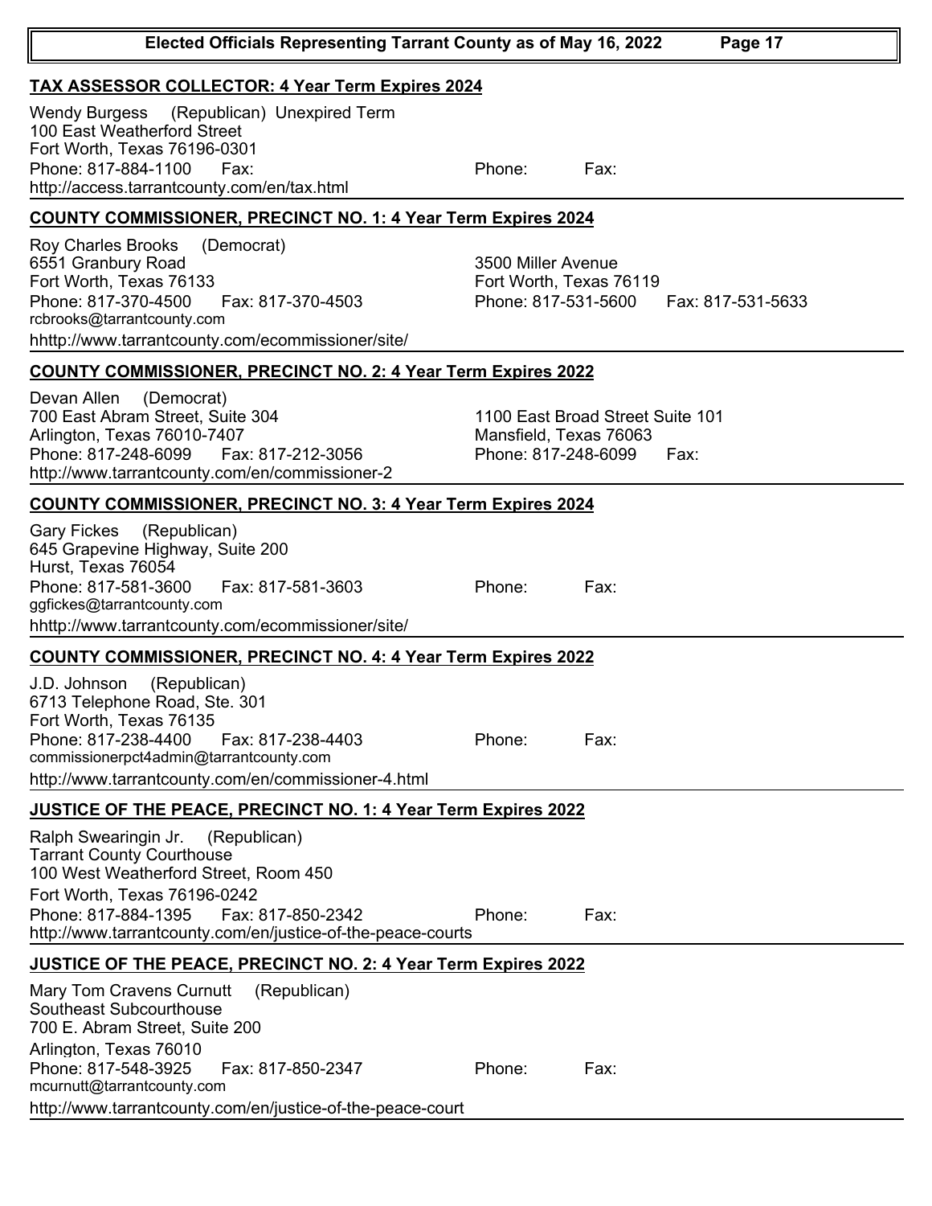## TAX ASSESSOR COLLECTOR: 4 Year Term Expires 2024

Wendy Burgess (Republican) Unexpired Term
100 East Weatherford Street
Fort Worth, Texas 76196-0301
Phone: 817-884-1100 Fax:
http://access.tarrantcounty.com/en/tax.html

Phone: Fax:

## COUNTY COMMISSIONER, PRECINCT NO. 1: 4 Year Term Expires 2024

Roy Charles Brooks (Democrat)
6551 Granbury Road
Fort Worth, Texas 76133
Phone: 817-370-4500 Fax: 817-370-4503
rcbrooks@tarrantcounty.com
hhttp://www.tarrantcounty.com/ecommissioner/site/

3500 Miller Avenue
Fort Worth, Texas 76119
Phone: 817-531-5600 Fax: 817-531-5633

## COUNTY COMMISSIONER, PRECINCT NO. 2: 4 Year Term Expires 2022

Devan Allen (Democrat)
700 East Abram Street, Suite 304
Arlington, Texas 76010-7407
Phone: 817-248-6099 Fax: 817-212-3056
http://www.tarrantcounty.com/en/commissioner-2

1100 East Broad Street Suite 101
Mansfield, Texas 76063
Phone: 817-248-6099 Fax:

## COUNTY COMMISSIONER, PRECINCT NO. 3: 4 Year Term Expires 2024

Gary Fickes (Republican)
645 Grapevine Highway, Suite 200
Hurst, Texas 76054
Phone: 817-581-3600 Fax: 817-581-3603
ggfickes@tarrantcounty.com
hhttp://www.tarrantcounty.com/ecommissioner/site/

Phone: Fax:

## COUNTY COMMISSIONER, PRECINCT NO. 4: 4 Year Term Expires 2022

J.D. Johnson (Republican)
6713 Telephone Road, Ste. 301
Fort Worth, Texas 76135
Phone: 817-238-4400 Fax: 817-238-4403
commissionerpct4admin@tarrantcounty.com
http://www.tarrantcounty.com/en/commissioner-4.html

Phone: Fax:

## JUSTICE OF THE PEACE, PRECINCT NO. 1: 4 Year Term Expires 2022

Ralph Swearingin Jr. (Republican)
Tarrant County Courthouse
100 West Weatherford Street, Room 450
Fort Worth, Texas 76196-0242
Phone: 817-884-1395 Fax: 817-850-2342
http://www.tarrantcounty.com/en/justice-of-the-peace-courts

Phone: Fax:

## JUSTICE OF THE PEACE, PRECINCT NO. 2: 4 Year Term Expires 2022

Mary Tom Cravens Curnutt (Republican)
Southeast Subcourthouse
700 E. Abram Street, Suite 200
Arlington, Texas 76010
Phone: 817-548-3925 Fax: 817-850-2347
mcurnutt@tarrantcounty.com
http://www.tarrantcounty.com/en/justice-of-the-peace-court

Phone: Fax: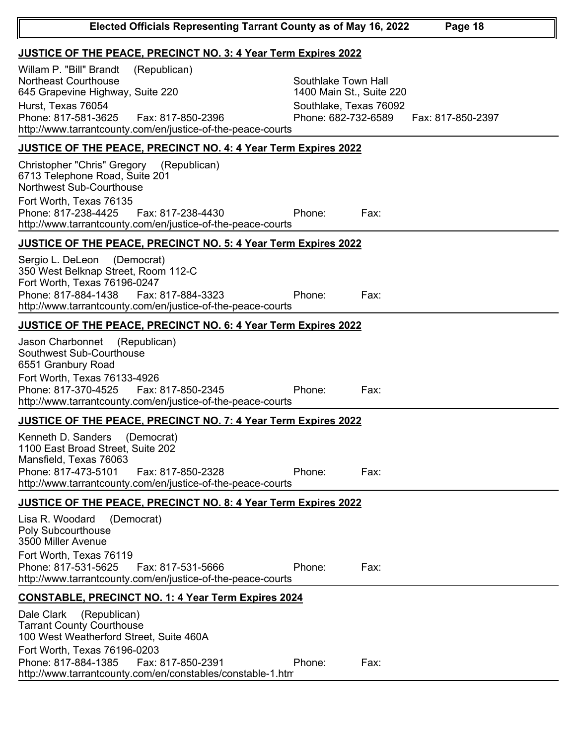## JUSTICE OF THE PEACE, PRECINCT NO. 3: 4 Year Term Expires 2022

Willam P. "Bill" Brandt (Republican)
Northeast Courthouse
645 Grapevine Highway, Suite 220
Hurst, Texas 76054
Phone: 817-581-3625 Fax: 817-850-2396
http://www.tarrantcounty.com/en/justice-of-the-peace-courts

Southlake Town Hall
1400 Main St., Suite 220
Southlake, Texas 76092
Phone: 682-732-6589 Fax: 817-850-2397

## JUSTICE OF THE PEACE, PRECINCT NO. 4: 4 Year Term Expires 2022

Christopher "Chris" Gregory (Republican)
6713 Telephone Road, Suite 201
Northwest Sub-Courthouse
Fort Worth, Texas 76135
Phone: 817-238-4425 Fax: 817-238-4430
http://www.tarrantcounty.com/en/justice-of-the-peace-courts

Phone: Fax:

## JUSTICE OF THE PEACE, PRECINCT NO. 5: 4 Year Term Expires 2022

Sergio L. DeLeon (Democrat)
350 West Belknap Street, Room 112-C
Fort Worth, Texas 76196-0247
Phone: 817-884-1438 Fax: 817-884-3323
http://www.tarrantcounty.com/en/justice-of-the-peace-courts

Phone: Fax:

## JUSTICE OF THE PEACE, PRECINCT NO. 6: 4 Year Term Expires 2022

Jason Charbonnet (Republican)
Southwest Sub-Courthouse
6551 Granbury Road
Fort Worth, Texas 76133-4926
Phone: 817-370-4525 Fax: 817-850-2345
http://www.tarrantcounty.com/en/justice-of-the-peace-courts

Phone: Fax:

## JUSTICE OF THE PEACE, PRECINCT NO. 7: 4 Year Term Expires 2022

Kenneth D. Sanders (Democrat)
1100 East Broad Street, Suite 202
Mansfield, Texas 76063
Phone: 817-473-5101 Fax: 817-850-2328
http://www.tarrantcounty.com/en/justice-of-the-peace-courts

Phone: Fax:

## JUSTICE OF THE PEACE, PRECINCT NO. 8: 4 Year Term Expires 2022

Lisa R. Woodard (Democrat)
Poly Subcourthouse
3500 Miller Avenue
Fort Worth, Texas 76119
Phone: 817-531-5625 Fax: 817-531-5666
http://www.tarrantcounty.com/en/justice-of-the-peace-courts

Phone: Fax:

## CONSTABLE, PRECINCT NO. 1: 4 Year Term Expires 2024

Dale Clark (Republican)
Tarrant County Courthouse
100 West Weatherford Street, Suite 460A
Fort Worth, Texas 76196-0203
Phone: 817-884-1385 Fax: 817-850-2391
http://www.tarrantcounty.com/en/constables/constable-1.htm

Phone: Fax: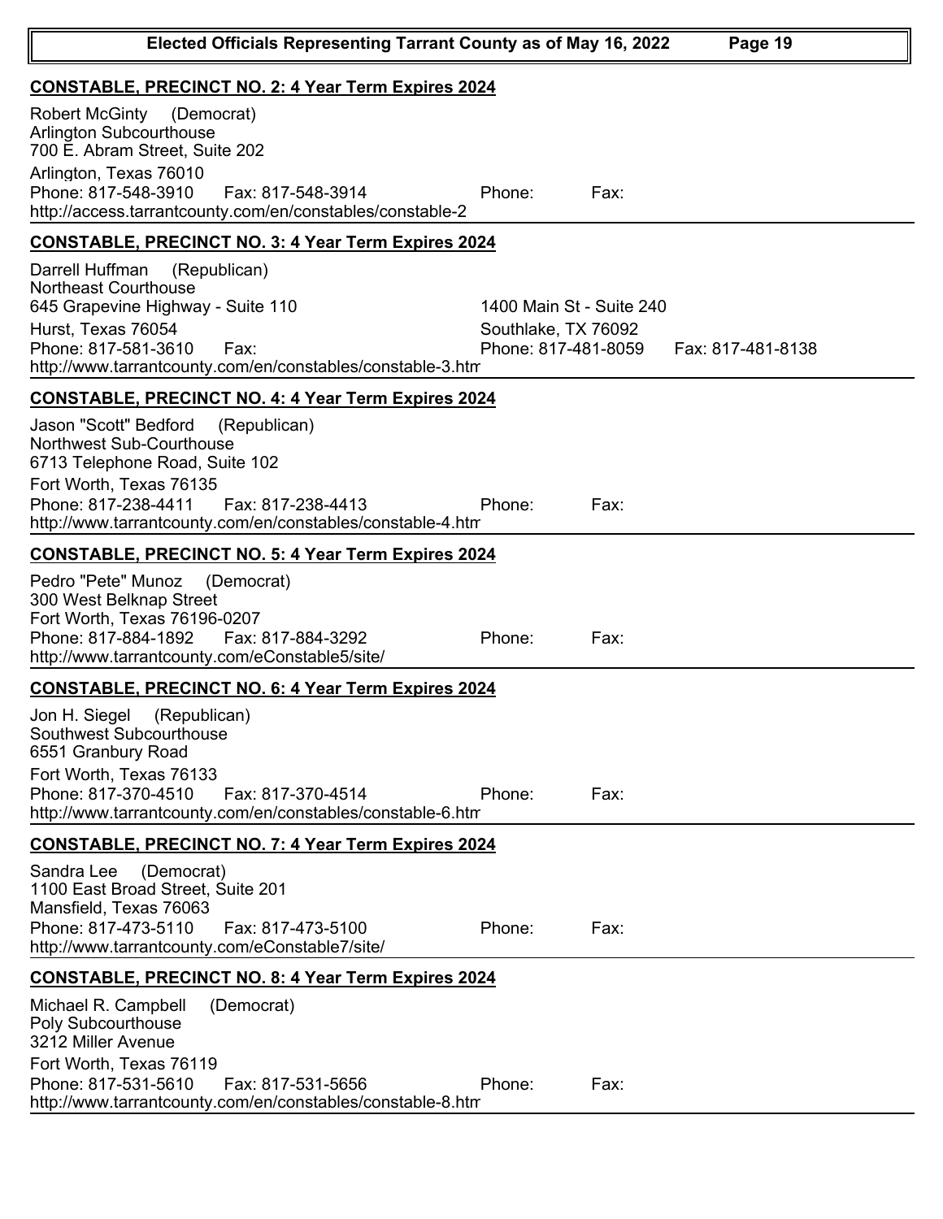## CONSTABLE, PRECINCT NO. 2: 4 Year Term Expires 2024

Robert McGinty (Democrat)
Arlington Subcourthouse
700 E. Abram Street, Suite 202
Arlington, Texas 76010
Phone: 817-548-3910 Fax: 817-548-3914 Phone: Fax:
http://access.tarrantcounty.com/en/constables/constable-2

## CONSTABLE, PRECINCT NO. 3: 4 Year Term Expires 2024

Darrell Huffman (Republican)
Northeast Courthouse
645 Grapevine Highway - Suite 110
Hurst, Texas 76054
Phone: 817-581-3610 Fax:
http://www.tarrantcounty.com/en/constables/constable-3.htm

1400 Main St - Suite 240
Southlake, TX 76092
Phone: 817-481-8059 Fax: 817-481-8138

## CONSTABLE, PRECINCT NO. 4: 4 Year Term Expires 2024

Jason "Scott" Bedford (Republican)
Northwest Sub-Courthouse
6713 Telephone Road, Suite 102
Fort Worth, Texas 76135
Phone: 817-238-4411 Fax: 817-238-4413 Phone: Fax:
http://www.tarrantcounty.com/en/constables/constable-4.htm

## CONSTABLE, PRECINCT NO. 5: 4 Year Term Expires 2024

Pedro "Pete" Munoz (Democrat)
300 West Belknap Street
Fort Worth, Texas 76196-0207
Phone: 817-884-1892 Fax: 817-884-3292 Phone: Fax:
http://www.tarrantcounty.com/eConstable5/site/

## CONSTABLE, PRECINCT NO. 6: 4 Year Term Expires 2024

Jon H. Siegel (Republican)
Southwest Subcourthouse
6551 Granbury Road
Fort Worth, Texas 76133
Phone: 817-370-4510 Fax: 817-370-4514 Phone: Fax:
http://www.tarrantcounty.com/en/constables/constable-6.htm

## CONSTABLE, PRECINCT NO. 7: 4 Year Term Expires 2024

Sandra Lee (Democrat)
1100 East Broad Street, Suite 201
Mansfield, Texas 76063
Phone: 817-473-5110 Fax: 817-473-5100 Phone: Fax:
http://www.tarrantcounty.com/eConstable7/site/

## CONSTABLE, PRECINCT NO. 8: 4 Year Term Expires 2024

Michael R. Campbell (Democrat)
Poly Subcourthouse
3212 Miller Avenue
Fort Worth, Texas 76119
Phone: 817-531-5610 Fax: 817-531-5656 Phone: Fax:
http://www.tarrantcounty.com/en/constables/constable-8.htm